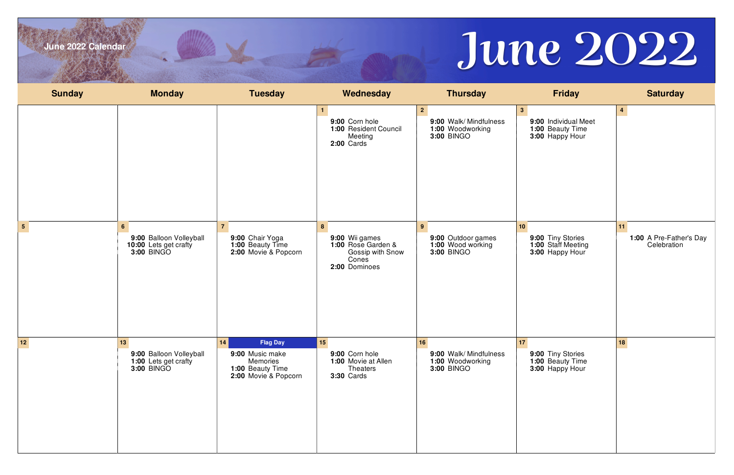# June 2022

June 2022 Calendar

| Sunday | Monday | Tuesday | Wednesday | Thursday | Friday | Saturday |
|---|---|---|---|---|---|---|
| | | | **1**<br>**9:00** Corn hole<br>**1:00** Resident Council Meeting<br>**2:00** Cards | **2**<br>**9:00** Walk/ Mindfulness<br>**1:00** Woodworking<br>**3:00** BINGO | **3**<br>**9:00** Individual Meet<br>**1:00** Beauty Time<br>**3:00** Happy Hour | **4** |
| **5** | **6**<br>**9:00** Balloon Volleyball<br>**10:00** Lets get crafty<br>**3:00** BINGO | **7**<br>**9:00** Chair Yoga<br>**1:00** Beauty Time<br>**2:00** Movie & Popcorn | **8**<br>**9:00** Wii games<br>**1:00** Rose Garden & Gossip with Snow Cones<br>**2:00** Dominoes | **9**<br>**9:00** Outdoor games<br>**1:00** Wood working<br>**3:00** BINGO | **10**<br>**9:00** Tiny Stories<br>**1:00** Staff Meeting<br>**3:00** Happy Hour | **11**<br>**1:00** A Pre-Father's Day Celebration |
| **12** | **13**<br>**9:00** Balloon Volleyball<br>**1:00** Lets get crafty<br>**3:00** BINGO | **14** Flag Day<br>**9:00** Music make Memories<br>**1:00** Beauty Time<br>**2:00** Movie & Popcorn | **15**<br>**9:00** Corn hole<br>**1:00** Movie at Allen Theaters<br>**3:30** Cards | **16**<br>**9:00** Walk/ Mindfulness<br>**1:00** Woodworking<br>**3:00** BINGO | **17**<br>**9:00** Tiny Stories<br>**1:00** Beauty Time<br>**3:00** Happy Hour | **18** |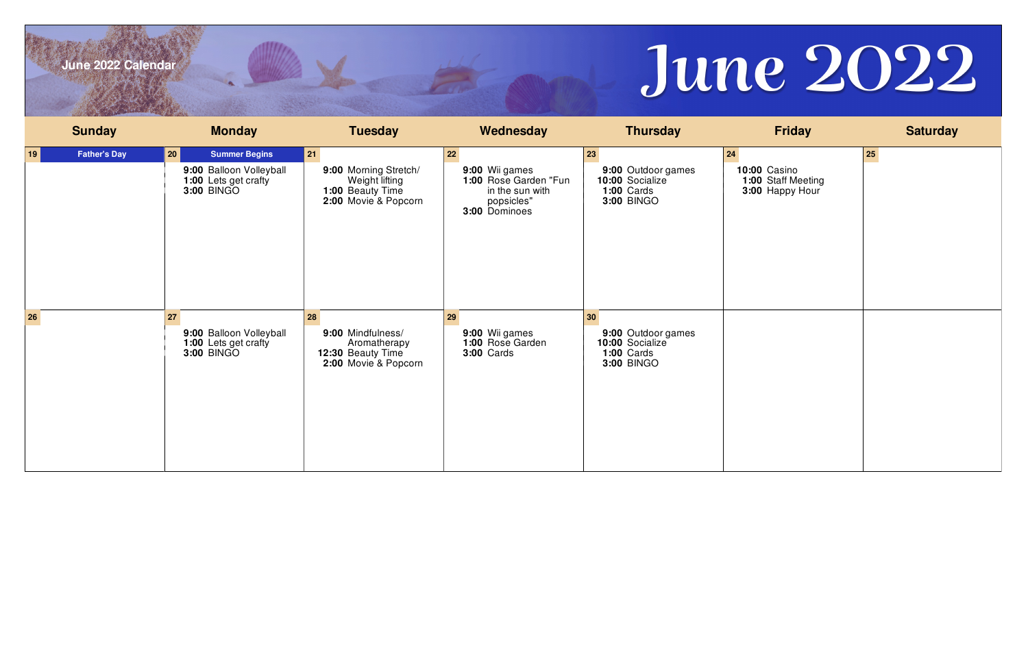June 2022 Calendar

# June 2022

| Sunday | Monday | Tuesday | Wednesday | Thursday | Friday | Saturday |
|---|---|---|---|---|---|---|
| 19 Father's Day | 20 Summer Begins<br>**9:00** Balloon Volleyball<br>**1:00** Lets get crafty<br>**3:00** BINGO | 21<br>**9:00** Morning Stretch/ Weight lifting<br>**1:00** Beauty Time<br>**2:00** Movie & Popcorn | 22<br>**9:00** Wii games<br>**1:00** Rose Garden "Fun in the sun with popsicles"<br>**3:00** Dominoes | 23<br>**9:00** Outdoor games<br>**10:00** Socialize<br>**1:00** Cards<br>**3:00** BINGO | 24<br>**10:00** Casino<br>**1:00** Staff Meeting<br>**3:00** Happy Hour | 25 |
| 26 | 27<br>**9:00** Balloon Volleyball<br>**1:00** Lets get crafty<br>**3:00** BINGO | 28<br>**9:00** Mindfulness/ Aromatherapy<br>**12:30** Beauty Time<br>**2:00** Movie & Popcorn | 29<br>**9:00** Wii games<br>**1:00** Rose Garden<br>**3:00** Cards | 30<br>**9:00** Outdoor games<br>**10:00** Socialize<br>**1:00** Cards<br>**3:00** BINGO | | |